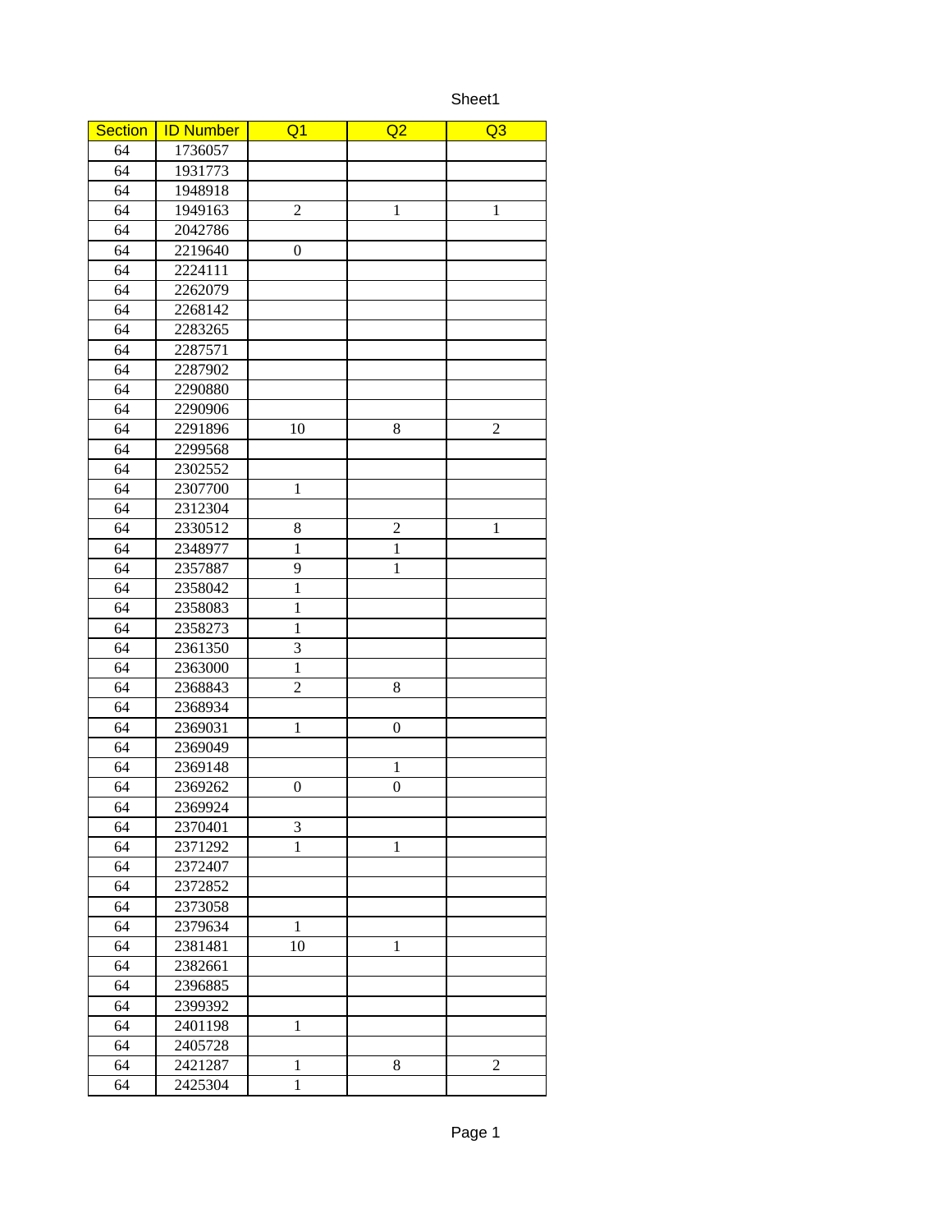| Section | ID Number | Q1 | Q2 | Q3 |
|---|---|---|---|---|
| 64 | 1736057 | | | |
| 64 | 1931773 | | | |
| 64 | 1948918 | | | |
| 64 | 1949163 | 2 | 1 | 1 |
| 64 | 2042786 | | | |
| 64 | 2219640 | 0 | | |
| 64 | 2224111 | | | |
| 64 | 2262079 | | | |
| 64 | 2268142 | | | |
| 64 | 2283265 | | | |
| 64 | 2287571 | | | |
| 64 | 2287902 | | | |
| 64 | 2290880 | | | |
| 64 | 2290906 | | | |
| 64 | 2291896 | 10 | 8 | 2 |
| 64 | 2299568 | | | |
| 64 | 2302552 | | | |
| 64 | 2307700 | 1 | | |
| 64 | 2312304 | | | |
| 64 | 2330512 | 8 | 2 | 1 |
| 64 | 2348977 | 1 | 1 | |
| 64 | 2357887 | 9 | 1 | |
| 64 | 2358042 | 1 | | |
| 64 | 2358083 | 1 | | |
| 64 | 2358273 | 1 | | |
| 64 | 2361350 | 3 | | |
| 64 | 2363000 | 1 | | |
| 64 | 2368843 | 2 | 8 | |
| 64 | 2368934 | | | |
| 64 | 2369031 | 1 | 0 | |
| 64 | 2369049 | | | |
| 64 | 2369148 | | 1 | |
| 64 | 2369262 | 0 | 0 | |
| 64 | 2369924 | | | |
| 64 | 2370401 | 3 | | |
| 64 | 2371292 | 1 | 1 | |
| 64 | 2372407 | | | |
| 64 | 2372852 | | | |
| 64 | 2373058 | | | |
| 64 | 2379634 | 1 | | |
| 64 | 2381481 | 10 | 1 | |
| 64 | 2382661 | | | |
| 64 | 2396885 | | | |
| 64 | 2399392 | | | |
| 64 | 2401198 | 1 | | |
| 64 | 2405728 | | | |
| 64 | 2421287 | 1 | 8 | 2 |
| 64 | 2425304 | 1 | | |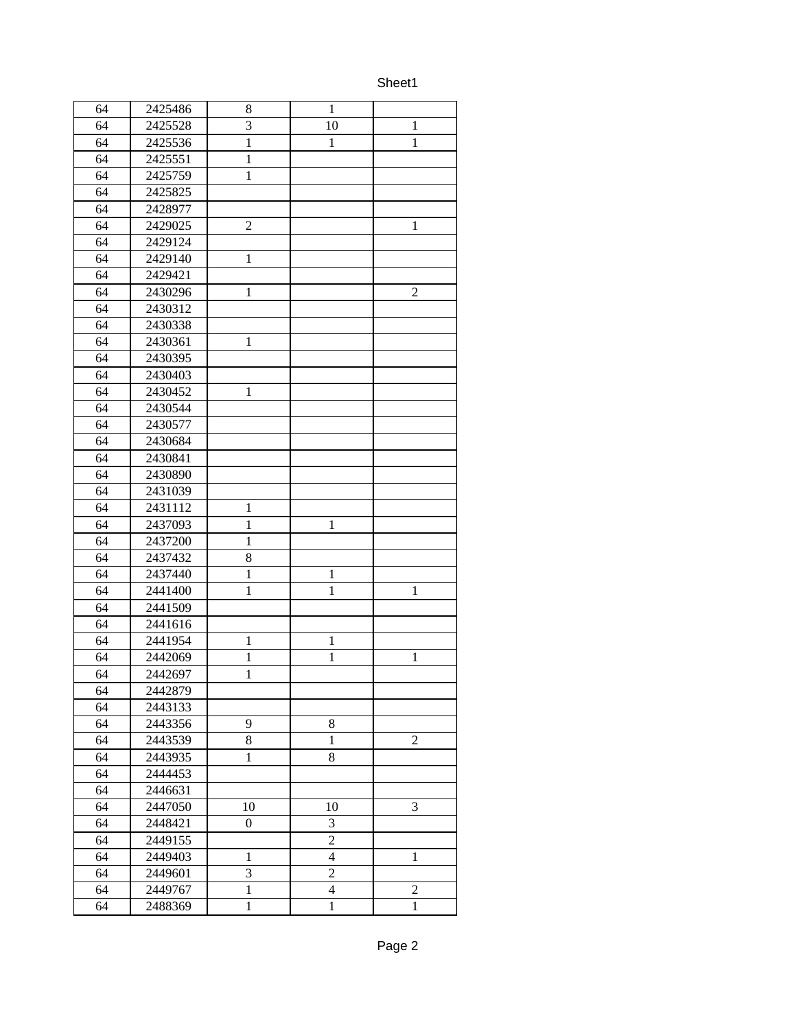| | | | | |
|---|---|---|---|---|
| 64 | 2425486 | 8 | 1 | |
| 64 | 2425528 | 3 | 10 | 1 |
| 64 | 2425536 | 1 | 1 | 1 |
| 64 | 2425551 | 1 | | |
| 64 | 2425759 | 1 | | |
| 64 | 2425825 | | | |
| 64 | 2428977 | | | |
| 64 | 2429025 | 2 | | 1 |
| 64 | 2429124 | | | |
| 64 | 2429140 | 1 | | |
| 64 | 2429421 | | | |
| 64 | 2430296 | 1 | | 2 |
| 64 | 2430312 | | | |
| 64 | 2430338 | | | |
| 64 | 2430361 | 1 | | |
| 64 | 2430395 | | | |
| 64 | 2430403 | | | |
| 64 | 2430452 | 1 | | |
| 64 | 2430544 | | | |
| 64 | 2430577 | | | |
| 64 | 2430684 | | | |
| 64 | 2430841 | | | |
| 64 | 2430890 | | | |
| 64 | 2431039 | | | |
| 64 | 2431112 | 1 | | |
| 64 | 2437093 | 1 | 1 | |
| 64 | 2437200 | 1 | | |
| 64 | 2437432 | 8 | | |
| 64 | 2437440 | 1 | 1 | |
| 64 | 2441400 | 1 | 1 | 1 |
| 64 | 2441509 | | | |
| 64 | 2441616 | | | |
| 64 | 2441954 | 1 | 1 | |
| 64 | 2442069 | 1 | 1 | 1 |
| 64 | 2442697 | 1 | | |
| 64 | 2442879 | | | |
| 64 | 2443133 | | | |
| 64 | 2443356 | 9 | 8 | |
| 64 | 2443539 | 8 | 1 | 2 |
| 64 | 2443935 | 1 | 8 | |
| 64 | 2444453 | | | |
| 64 | 2446631 | | | |
| 64 | 2447050 | 10 | 10 | 3 |
| 64 | 2448421 | 0 | 3 | |
| 64 | 2449155 | | 2 | |
| 64 | 2449403 | 1 | 4 | 1 |
| 64 | 2449601 | 3 | 2 | |
| 64 | 2449767 | 1 | 4 | 2 |
| 64 | 2488369 | 1 | 1 | 1 |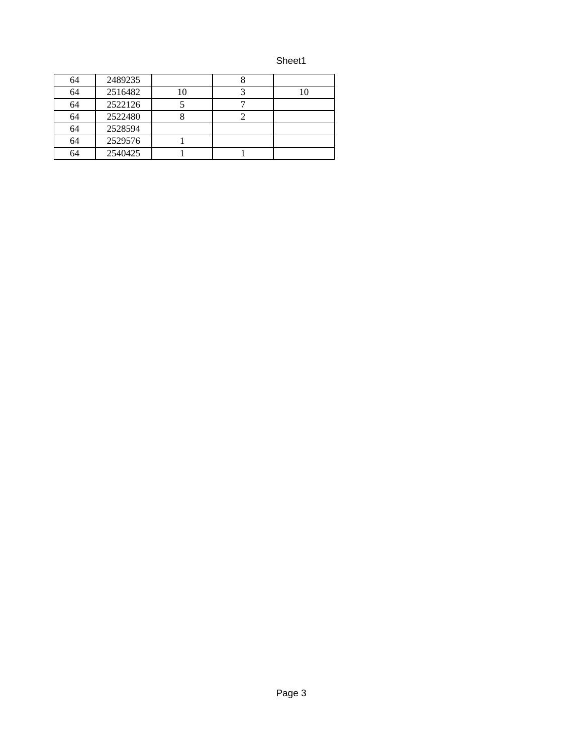| | | | | |
|---|---|---|---|---|
| 64 | 2489235 | | 8 | |
| 64 | 2516482 | 10 | 3 | 10 |
| 64 | 2522126 | 5 | 7 | |
| 64 | 2522480 | 8 | 2 | |
| 64 | 2528594 | | | |
| 64 | 2529576 | 1 | | |
| 64 | 2540425 | 1 | 1 | |